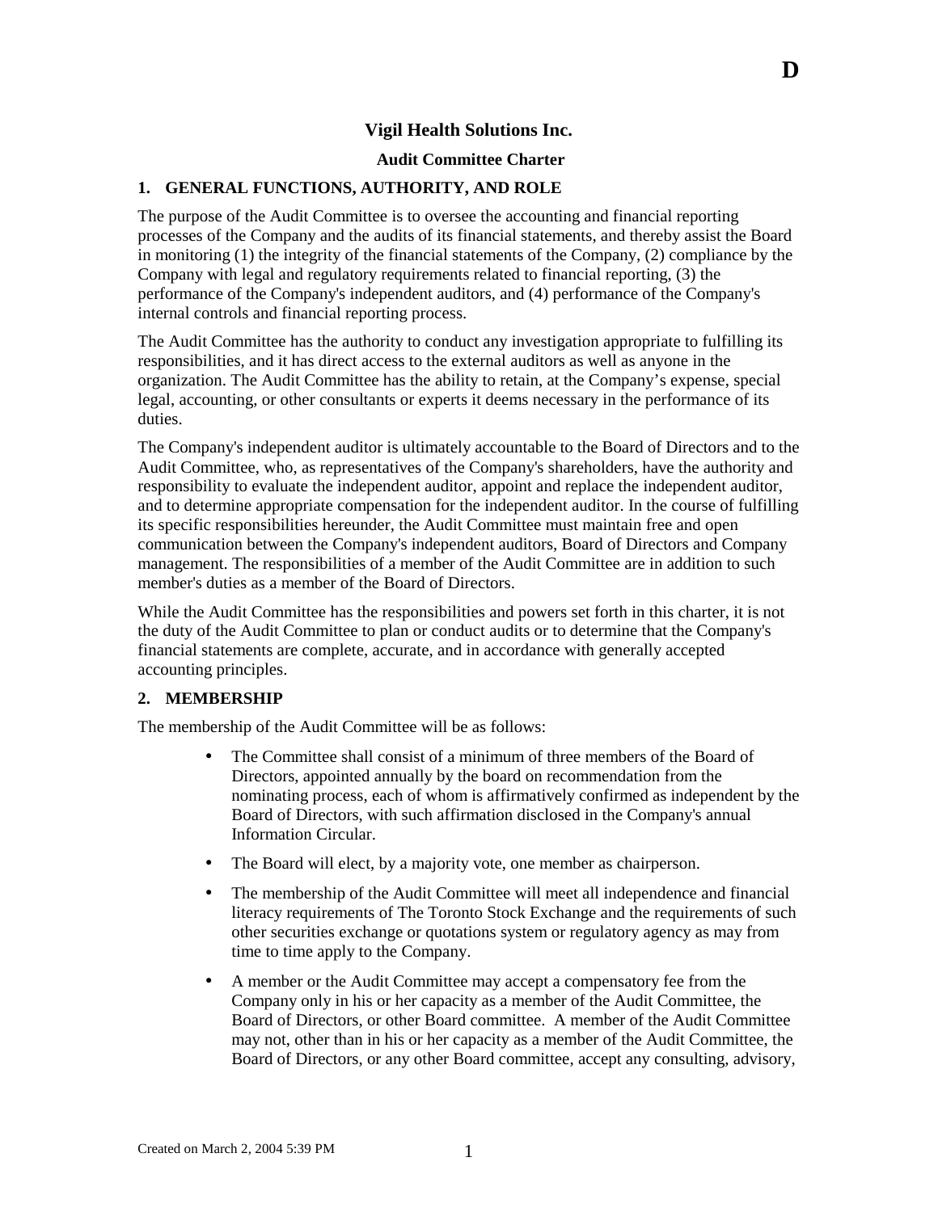D

# Vigil Health Solutions Inc.

## Audit Committee Charter

### 1. GENERAL FUNCTIONS, AUTHORITY, AND ROLE

The purpose of the Audit Committee is to oversee the accounting and financial reporting processes of the Company and the audits of its financial statements, and thereby assist the Board in monitoring (1) the integrity of the financial statements of the Company, (2) compliance by the Company with legal and regulatory requirements related to financial reporting, (3) the performance of the Company's independent auditors, and (4) performance of the Company's internal controls and financial reporting process.

The Audit Committee has the authority to conduct any investigation appropriate to fulfilling its responsibilities, and it has direct access to the external auditors as well as anyone in the organization. The Audit Committee has the ability to retain, at the Company's expense, special legal, accounting, or other consultants or experts it deems necessary in the performance of its duties.

The Company's independent auditor is ultimately accountable to the Board of Directors and to the Audit Committee, who, as representatives of the Company's shareholders, have the authority and responsibility to evaluate the independent auditor, appoint and replace the independent auditor, and to determine appropriate compensation for the independent auditor. In the course of fulfilling its specific responsibilities hereunder, the Audit Committee must maintain free and open communication between the Company's independent auditors, Board of Directors and Company management. The responsibilities of a member of the Audit Committee are in addition to such member's duties as a member of the Board of Directors.

While the Audit Committee has the responsibilities and powers set forth in this charter, it is not the duty of the Audit Committee to plan or conduct audits or to determine that the Company's financial statements are complete, accurate, and in accordance with generally accepted accounting principles.

### 2. MEMBERSHIP

The membership of the Audit Committee will be as follows:

- The Committee shall consist of a minimum of three members of the Board of Directors, appointed annually by the board on recommendation from the nominating process, each of whom is affirmatively confirmed as independent by the Board of Directors, with such affirmation disclosed in the Company's annual Information Circular.
- The Board will elect, by a majority vote, one member as chairperson.
- The membership of the Audit Committee will meet all independence and financial literacy requirements of The Toronto Stock Exchange and the requirements of such other securities exchange or quotations system or regulatory agency as may from time to time apply to the Company.
- A member or the Audit Committee may accept a compensatory fee from the Company only in his or her capacity as a member of the Audit Committee, the Board of Directors, or other Board committee. A member of the Audit Committee may not, other than in his or her capacity as a member of the Audit Committee, the Board of Directors, or any other Board committee, accept any consulting, advisory,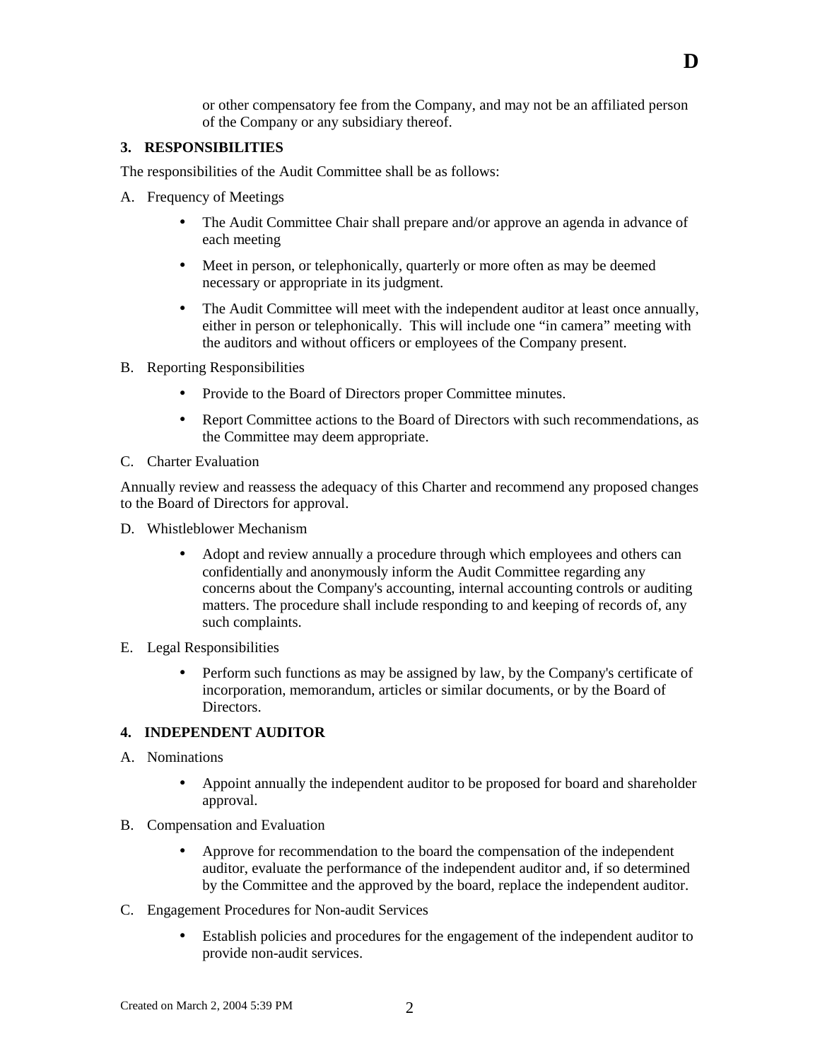or other compensatory fee from the Company, and may not be an affiliated person of the Company or any subsidiary thereof.

### 3. RESPONSIBILITIES

The responsibilities of the Audit Committee shall be as follows:

A. Frequency of Meetings

- The Audit Committee Chair shall prepare and/or approve an agenda in advance of each meeting
- Meet in person, or telephonically, quarterly or more often as may be deemed necessary or appropriate in its judgment.
- The Audit Committee will meet with the independent auditor at least once annually, either in person or telephonically. This will include one “in camera” meeting with the auditors and without officers or employees of the Company present.

B. Reporting Responsibilities

- Provide to the Board of Directors proper Committee minutes.
- Report Committee actions to the Board of Directors with such recommendations, as the Committee may deem appropriate.

C. Charter Evaluation

Annually review and reassess the adequacy of this Charter and recommend any proposed changes to the Board of Directors for approval.

D. Whistleblower Mechanism

- Adopt and review annually a procedure through which employees and others can confidentially and anonymously inform the Audit Committee regarding any concerns about the Company's accounting, internal accounting controls or auditing matters. The procedure shall include responding to and keeping of records of, any such complaints.

E. Legal Responsibilities

- Perform such functions as may be assigned by law, by the Company's certificate of incorporation, memorandum, articles or similar documents, or by the Board of Directors.

### 4. INDEPENDENT AUDITOR

A. Nominations

- Appoint annually the independent auditor to be proposed for board and shareholder approval.

B. Compensation and Evaluation

- Approve for recommendation to the board the compensation of the independent auditor, evaluate the performance of the independent auditor and, if so determined by the Committee and the approved by the board, replace the independent auditor.

C. Engagement Procedures for Non-audit Services

- Establish policies and procedures for the engagement of the independent auditor to provide non-audit services.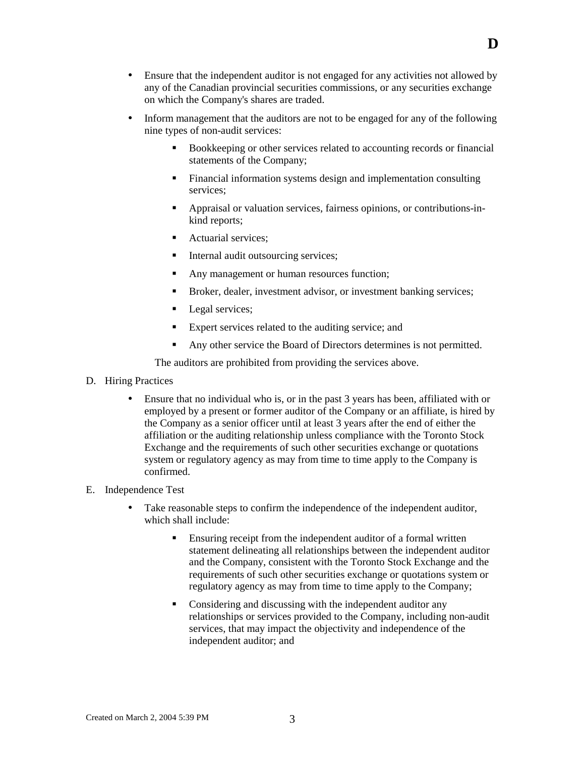- Ensure that the independent auditor is not engaged for any activities not allowed by any of the Canadian provincial securities commissions, or any securities exchange on which the Company's shares are traded.
- Inform management that the auditors are not to be engaged for any of the following nine types of non-audit services:
    - Bookkeeping or other services related to accounting records or financial statements of the Company;
    - Financial information systems design and implementation consulting services;
    - Appraisal or valuation services, fairness opinions, or contributions-in-kind reports;
    - Actuarial services;
    - Internal audit outsourcing services;
    - Any management or human resources function;
    - Broker, dealer, investment advisor, or investment banking services;
    - Legal services;
    - Expert services related to the auditing service; and
    - Any other service the Board of Directors determines is not permitted.

  The auditors are prohibited from providing the services above.

D. Hiring Practices

- Ensure that no individual who is, or in the past 3 years has been, affiliated with or employed by a present or former auditor of the Company or an affiliate, is hired by the Company as a senior officer until at least 3 years after the end of either the affiliation or the auditing relationship unless compliance with the Toronto Stock Exchange and the requirements of such other securities exchange or quotations system or regulatory agency as may from time to time apply to the Company is confirmed.

E. Independence Test

- Take reasonable steps to confirm the independence of the independent auditor, which shall include:
    - Ensuring receipt from the independent auditor of a formal written statement delineating all relationships between the independent auditor and the Company, consistent with the Toronto Stock Exchange and the requirements of such other securities exchange or quotations system or regulatory agency as may from time to time apply to the Company;
    - Considering and discussing with the independent auditor any relationships or services provided to the Company, including non-audit services, that may impact the objectivity and independence of the independent auditor; and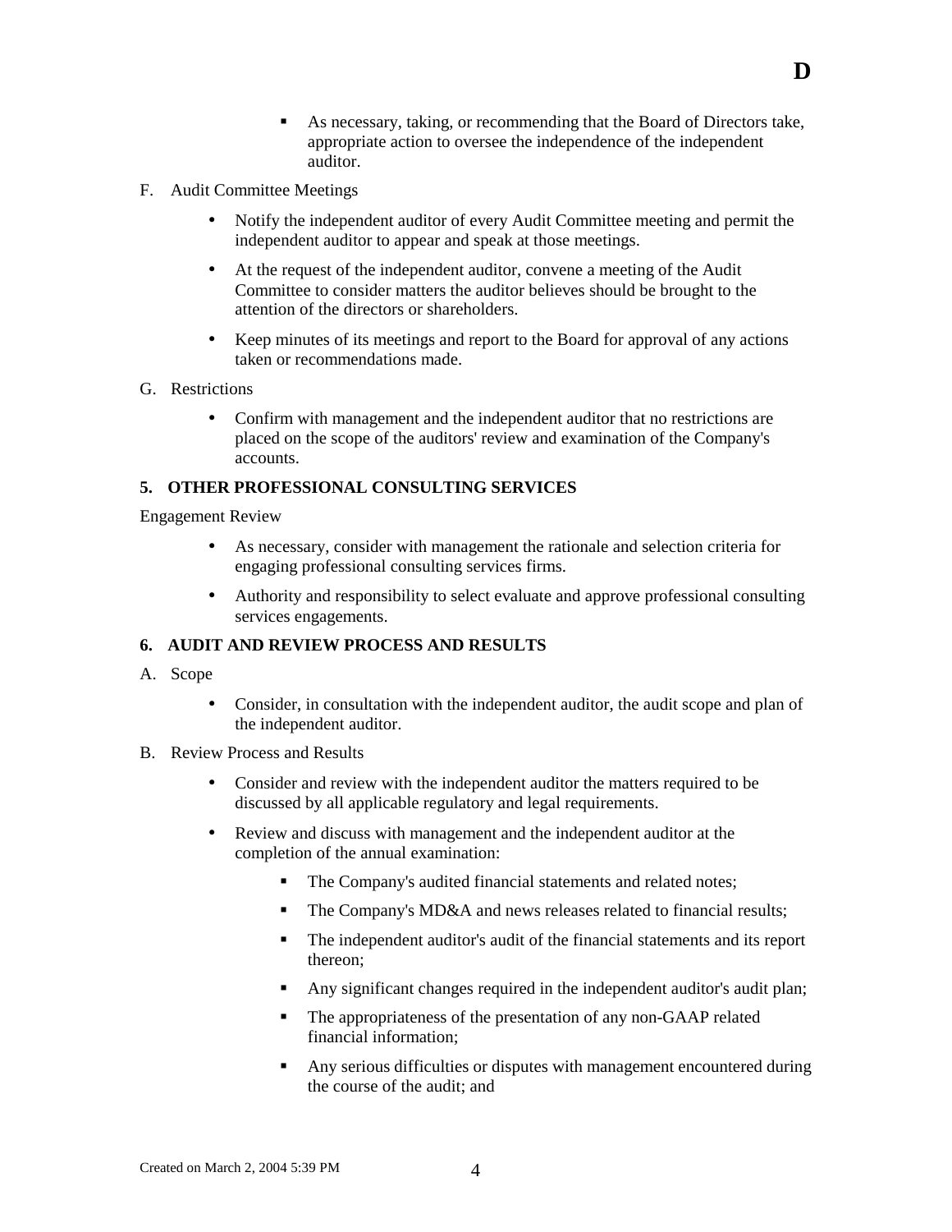- As necessary, taking, or recommending that the Board of Directors take, appropriate action to oversee the independence of the independent auditor.

F. Audit Committee Meetings

- Notify the independent auditor of every Audit Committee meeting and permit the independent auditor to appear and speak at those meetings.
- At the request of the independent auditor, convene a meeting of the Audit Committee to consider matters the auditor believes should be brought to the attention of the directors or shareholders.
- Keep minutes of its meetings and report to the Board for approval of any actions taken or recommendations made.

G. Restrictions

- Confirm with management and the independent auditor that no restrictions are placed on the scope of the auditors' review and examination of the Company's accounts.

**5. OTHER PROFESSIONAL CONSULTING SERVICES**

Engagement Review

- As necessary, consider with management the rationale and selection criteria for engaging professional consulting services firms.
- Authority and responsibility to select evaluate and approve professional consulting services engagements.

**6. AUDIT AND REVIEW PROCESS AND RESULTS**

A. Scope

- Consider, in consultation with the independent auditor, the audit scope and plan of the independent auditor.

B. Review Process and Results

- Consider and review with the independent auditor the matters required to be discussed by all applicable regulatory and legal requirements.
- Review and discuss with management and the independent auditor at the completion of the annual examination:
  - The Company's audited financial statements and related notes;
  - The Company's MD&A and news releases related to financial results;
  - The independent auditor's audit of the financial statements and its report thereon;
  - Any significant changes required in the independent auditor's audit plan;
  - The appropriateness of the presentation of any non-GAAP related financial information;
  - Any serious difficulties or disputes with management encountered during the course of the audit; and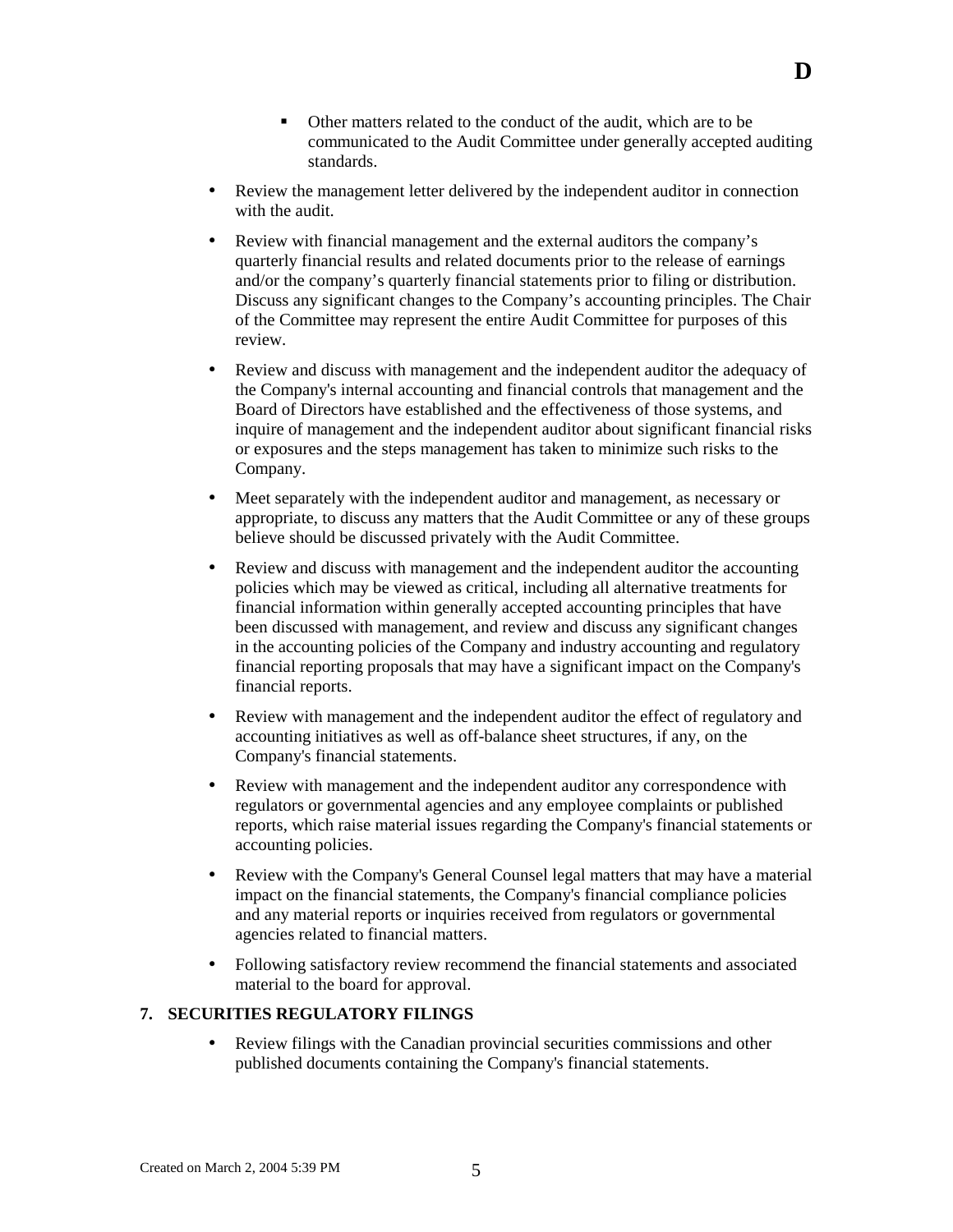- Other matters related to the conduct of the audit, which are to be communicated to the Audit Committee under generally accepted auditing standards.

- Review the management letter delivered by the independent auditor in connection with the audit.

- Review with financial management and the external auditors the company's quarterly financial results and related documents prior to the release of earnings and/or the company's quarterly financial statements prior to filing or distribution. Discuss any significant changes to the Company's accounting principles. The Chair of the Committee may represent the entire Audit Committee for purposes of this review.

- Review and discuss with management and the independent auditor the adequacy of the Company's internal accounting and financial controls that management and the Board of Directors have established and the effectiveness of those systems, and inquire of management and the independent auditor about significant financial risks or exposures and the steps management has taken to minimize such risks to the Company.

- Meet separately with the independent auditor and management, as necessary or appropriate, to discuss any matters that the Audit Committee or any of these groups believe should be discussed privately with the Audit Committee.

- Review and discuss with management and the independent auditor the accounting policies which may be viewed as critical, including all alternative treatments for financial information within generally accepted accounting principles that have been discussed with management, and review and discuss any significant changes in the accounting policies of the Company and industry accounting and regulatory financial reporting proposals that may have a significant impact on the Company's financial reports.

- Review with management and the independent auditor the effect of regulatory and accounting initiatives as well as off-balance sheet structures, if any, on the Company's financial statements.

- Review with management and the independent auditor any correspondence with regulators or governmental agencies and any employee complaints or published reports, which raise material issues regarding the Company's financial statements or accounting policies.

- Review with the Company's General Counsel legal matters that may have a material impact on the financial statements, the Company's financial compliance policies and any material reports or inquiries received from regulators or governmental agencies related to financial matters.

- Following satisfactory review recommend the financial statements and associated material to the board for approval.

**7. SECURITIES REGULATORY FILINGS**

- Review filings with the Canadian provincial securities commissions and other published documents containing the Company's financial statements.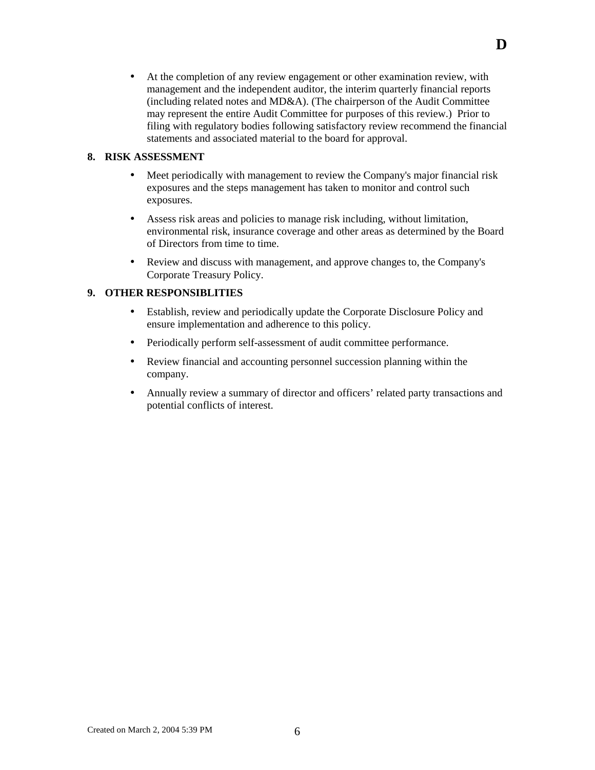- At the completion of any review engagement or other examination review, with management and the independent auditor, the interim quarterly financial reports (including related notes and MD&A). (The chairperson of the Audit Committee may represent the entire Audit Committee for purposes of this review.) Prior to filing with regulatory bodies following satisfactory review recommend the financial statements and associated material to the board for approval.

**8. RISK ASSESSMENT**

- Meet periodically with management to review the Company's major financial risk exposures and the steps management has taken to monitor and control such exposures.
- Assess risk areas and policies to manage risk including, without limitation, environmental risk, insurance coverage and other areas as determined by the Board of Directors from time to time.
- Review and discuss with management, and approve changes to, the Company's Corporate Treasury Policy.

**9. OTHER RESPONSIBLITIES**

- Establish, review and periodically update the Corporate Disclosure Policy and ensure implementation and adherence to this policy.
- Periodically perform self-assessment of audit committee performance.
- Review financial and accounting personnel succession planning within the company.
- Annually review a summary of director and officers' related party transactions and potential conflicts of interest.